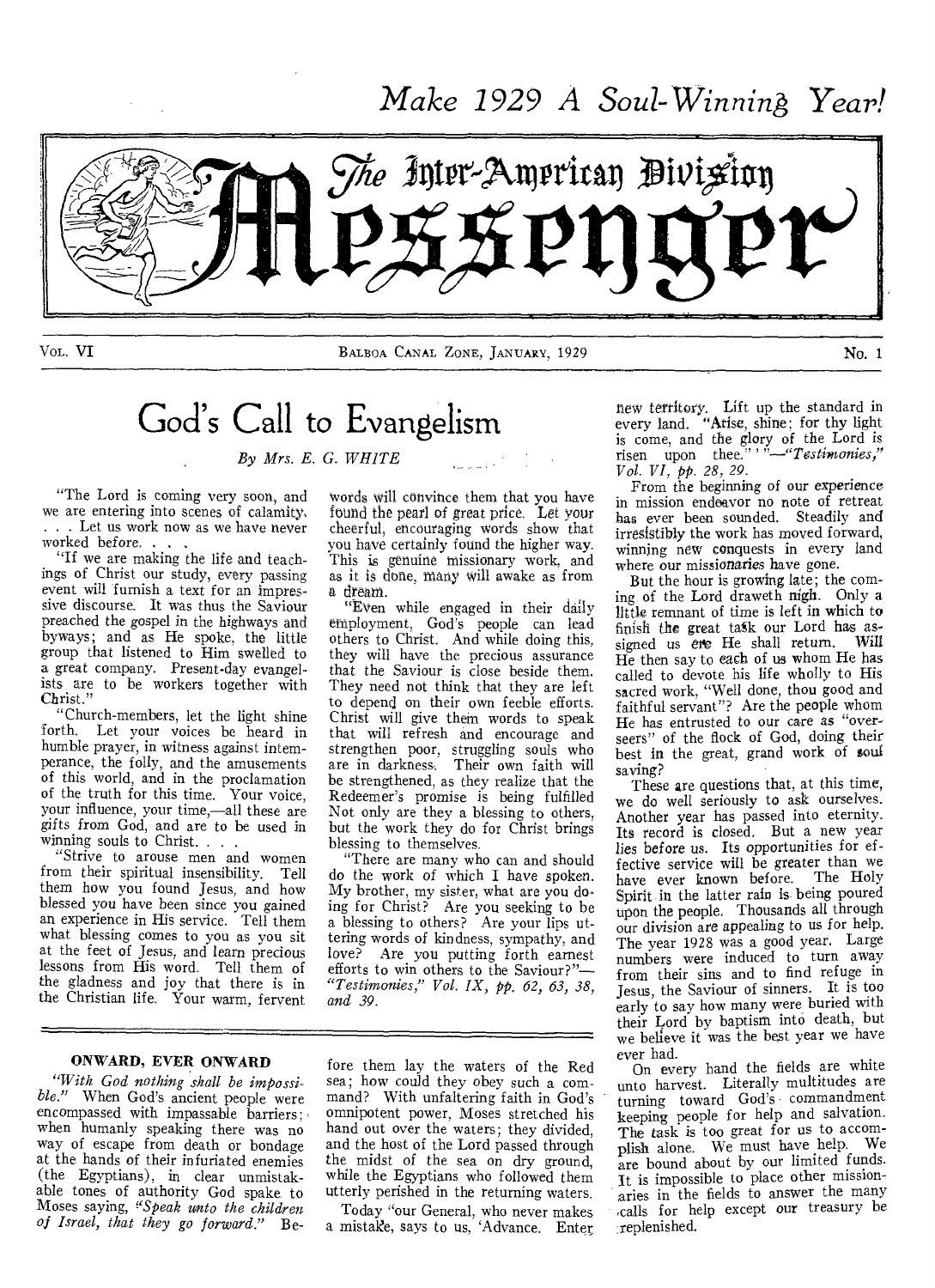*Make 1929 A Soul-Winning Year!*

# The Inter-American Division Messenger

VOL. VI — BALBOA CANAL ZONE, JANUARY, 1929 — No. 1

## God's Call to Evangelism

*By Mrs. E. G. WHITE*

"The Lord is coming very soon, and we are entering into scenes of calamity. . . . Let us work now as we have never worked before. . . .

"If we are making the life and teachings of Christ our study, every passing event will furnish a text for an impressive discourse. It was thus the Saviour preached the gospel in the highways and byways; and as He spoke, the little group that listened to Him swelled to a great company. Present-day evangelists are to be workers together with Christ."

"Church-members, let the light shine forth. Let your voices be heard in humble prayer, in witness against intemperance, the folly, and the amusements of this world, and in the proclamation of the truth for this time. Your voice, your influence, your time,—all these are gifts from God, and are to be used in winning souls to Christ. . . .

"Strive to arouse men and women from their spiritual insensibility. Tell them how you found Jesus, and how blessed you have been since you gained an experience in His service. Tell them what blessing comes to you as you sit at the feet of Jesus, and learn precious lessons from His word. Tell them of the gladness and joy that there is in the Christian life. Your warm, fervent words will convince them that you have found the pearl of great price. Let your cheerful, encouraging words show that you have certainly found the higher way. This is genuine missionary work, and as it is done, many will awake as from a dream.

"Even while engaged in their daily employment, God's people can lead others to Christ. And while doing this, they will have the precious assurance that the Saviour is close beside them. They need not think that they are left to depend on their own feeble efforts. Christ will give them words to speak that will refresh and encourage and strengthen poor, struggling souls who are in darkness. Their own faith will be strengthened, as they realize that the Redeemer's promise is being fulfilled Not only are they a blessing to others, but the work they do for Christ brings blessing to themselves.

"There are many who can and should do the work of which I have spoken. My brother, my sister, what are you doing for Christ? Are you seeking to be a blessing to others? Are your lips uttering words of kindness, sympathy, and love? Are you putting forth earnest efforts to win others to the Saviour?"—*"Testimonies," Vol. IX, pp. 62, 63, 38, and 39.*

### ONWARD, EVER ONWARD

*"With God nothing shall be impossible."* When God's ancient people were encompassed with impassable barriers; when humanly speaking there was no way of escape from death or bondage at the hands of their infuriated enemies (the Egyptians), in clear unmistakable tones of authority God spake to Moses saying, *"Speak unto the children of Israel, that they go forward."* Before them lay the waters of the Red sea; how could they obey such a command? With unfaltering faith in God's omnipotent power, Moses stretched his hand out over the waters; they divided, and the host of the Lord passed through the midst of the sea on dry ground, while the Egyptians who followed them utterly perished in the returning waters.

Today "our General, who never makes a mistake, says to us, 'Advance. Enter new territory. Lift up the standard in every land. "Arise, shine; for thy light is come, and the glory of the Lord is risen upon thee."' '—*"Testimonies," Vol. VI, pp. 28, 29.*

From the beginning of our experience in mission endeavor no note of retreat has ever been sounded. Steadily and irresistibly the work has moved forward, winning new conquests in every land where our missionaries have gone.

But the hour is growing late; the coming of the Lord draweth nigh. Only a little remnant of time is left in which to finish the great task our Lord has assigned us ere He shall return. Will He then say to each of us whom He has called to devote his life wholly to His sacred work, "Well done, thou good and faithful servant"? Are the people whom He has entrusted to our care as "overseers" of the flock of God, doing their best in the great, grand work of soul saving?

These are questions that, at this time, we do well seriously to ask ourselves. Another year has passed into eternity. Its record is closed. But a new year lies before us. Its opportunities for effective service will be greater than we have ever known before. The Holy Spirit in the latter rain is being poured upon the people. Thousands all through our division are appealing to us for help. The year 1928 was a good year. Large numbers were induced to turn away from their sins and to find refuge in Jesus, the Saviour of sinners. It is too early to say how many were buried with their Lord by baptism into death, but we believe it was the best year we have ever had.

On every hand the fields are white unto harvest. Literally multitudes are turning toward God's commandment keeping people for help and salvation. The task is too great for us to accomplish alone. We must have help. We are bound about by our limited funds. It is impossible to place other missionaries in the fields to answer the many calls for help except our treasury be replenished.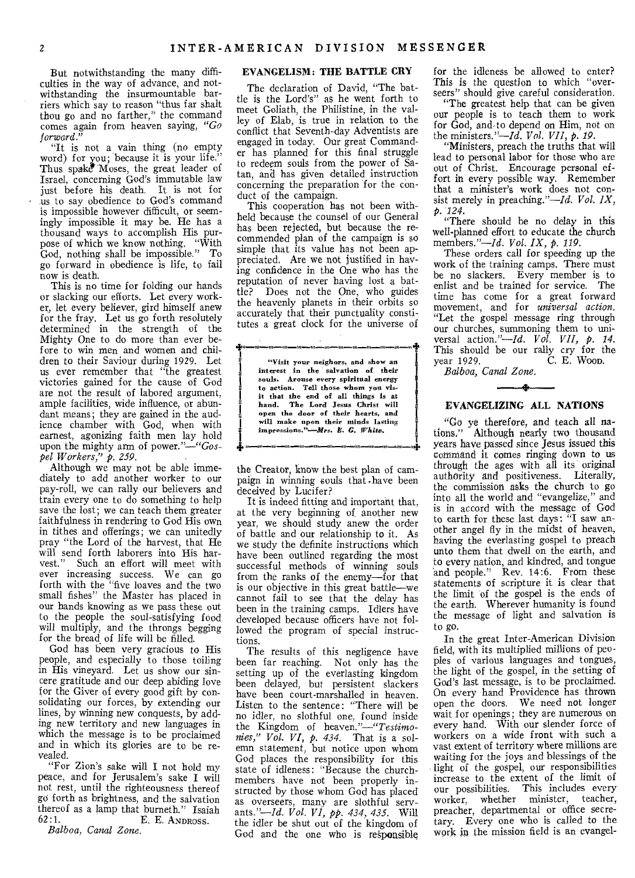But notwithstanding the many difficulties in the way of advance, and notwithstanding the insurmountable barriers which say to reason "thus far shalt thou go and no farther," the command comes again from heaven saying, *"Go forward."*

"It is not a vain thing (no empty word) for you; because it is your life." Thus spake Moses, the great leader of Israel, concerning God's immutable law just before his death. It is not for us to say obedience to God's command is impossible however difficult, or seemingly impossible it may be. He has a thousand ways to accomplish His purpose of which we know nothing. "With God, nothing shall be impossible." To go forward in obedience is life, to fail now is death.

This is no time for folding our hands or slacking our efforts. Let every worker, let every believer, gird himself anew for the fray. Let us go forth resolutely determined in the strength of the Mighty One to do more than ever before to win men and women and children to their Saviour during 1929. Let us ever remember that "the greatest victories gained for the cause of God are not the result of labored argument, ample facilities, wide influence, or abundant means; they are gained in the audience chamber with God, when with earnest, agonizing faith men lay hold upon the mighty arm of power."—*"Gospel Workers," p. 259.*

Although we may not be able immediately to add another worker to our pay-roll, we can rally our believers and train every one to do something to help save the lost; we can teach them greater faithfulness in rendering to God His own in tithes and offerings; we can unitedly pray "the Lord of the harvest, that He will send forth laborers into His harvest." Such an effort will meet with ever increasing success. We can go forth with the "five loaves and the two small fishes" the Master has placed in our hands knowing as we pass these out to the people the soul-satisfying food will multiply, and the throngs begging for the bread of life will be filled.

God has been very gracious to His people, and especially to those toiling in His vineyard. Let us show our sincere gratitude and our deep abiding love for the Giver of every good gift by consolidating our forces, by extending our lines, by winning new conquests, by adding new territory and new languages in which the message is to be proclaimed and in which its glories are to be revealed.

"For Zion's sake will I not hold my peace, and for Jerusalem's sake I will not rest, until the righteousness thereof go forth as brightness, and the salvation thereof as a lamp that burneth." Isaiah 62:1.
E. E. ANDROSS.

*Balboa, Canal Zone.*

## EVANGELISM: THE BATTLE CRY

The declaration of David, "The battle is the Lord's" as he went forth to meet Goliath, the Philistine, in the valley of Elab, is true in relation to the conflict that Seventh-day Adventists are engaged in today. Our great Commander has planned for this final struggle to redeem souls from the power of Satan, and has given detailed instruction concerning the preparation for the conduct of the campaign.

This cooperation has not been withheld because the counsel of our General has been rejected, but because the recommended plan of the campaign is so simple that its value has not been appreciated. Are we not justified in having confidence in the One who has the reputation of never having lost a battle? Does not the One, who guides the heavenly planets in their orbits so accurately that their punctuality constitutes a great clock for the universe of the Creator, know the best plan of campaign in winning souls that have been deceived by Lucifer?

> **"Visit your neighbors, and show an interest in the salvation of their souls. Arouse every spiritual energy to action. Tell those whom you visit that the end of all things is at hand. The Lord Jesus Christ will open the door of their hearts, and will make upon their minds lasting impressions."—*Mrs. E. G. White.***

It is indeed fitting and important that, at the very beginning of another new year, we should study anew the order of battle and our relationship to it. As we study the definite instructions which have been outlined regarding the most successful methods of winning souls from the ranks of the enemy—for that is our objective in this great battle—we cannot fail to see that the delay has been in the training camps. Idlers have developed because officers have not followed the program of special instructions.

The results of this negligence have been far reaching. Not only has the setting up of the everlasting kingdom been delayed, but persistent slackers have been court-marshalled in heaven. Listen to the sentence: "There will be no idler, no slothful one, found inside the Kingdom of heaven."—*"Testimonies," Vol. VI, p. 434.* That is a solemn statement, but notice upon whom God places the responsibility for this state of idleness: "Because the church-members have not been properly instructed by those whom God has placed as overseers, many are slothful servants."—*Id. Vol. VI, pp. 434, 435.* Will the idler be shut out of the kingdom of God and the one who is responsible for the idleness be allowed to enter? This is the question to which "overseers" should give careful consideration.

"The greatest help that can be given our people is to teach them to work for God, and to depend on Him, not on the ministers."—*Id. Vol. VII, p. 19.*

"Ministers, preach the truths that will lead to personal labor for those who are out of Christ. Encourage personal effort in every possible way. Remember that a minister's work does not consist merely in preaching."—*Id. Vol. IX, p. 124.*

"There should be no delay in this well-planned effort to educate the church members."—*Id. Vol. IX, p. 119.*

These orders call for speeding up the work of the training camps. There must be no slackers. Every member is to enlist and be trained for service. The time has come for a great forward movement, and for *universal action.* "Let the gospel message ring through our churches, summoning them to universal action."—*Id. Vol. VII, p. 14.* This should be our rally cry for the year 1929.
C. E. WOOD.

*Balboa, Canal Zone.*

## EVANGELIZING ALL NATIONS

"Go ye therefore, and teach all nations." Although nearly two thousand years have passed since Jesus issued this command it comes ringing down to us through the ages with all its original authority and positiveness. Literally, the commission asks the church to go into all the world and "evangelize," and is in accord with the message of God to earth for these last days: "I saw another angel fly in the midst of heaven, having the everlasting gospel to preach unto them that dwell on the earth, and to every nation, and kindred, and tongue and people." Rev. 14:6. From these statements of scripture it is clear that the limit of the gospel is the ends of the earth. Wherever humanity is found the message of light and salvation is to go.

In the great Inter-American Division field, with its multiplied millions of peoples of various languages and tongues, the light of the gospel, in the setting of God's last message, is to be proclaimed. On every hand Providence has thrown open the doors. We need not longer wait for openings; they are numerous on every hand. With our slender force of workers on a wide front with such a vast extent of territory where millions are waiting for the joys and blessings of the light of the gospel, our responsibilities increase to the extent of the limit of our possibilities. This includes every worker, whether minister, teacher, preacher, departmental or office secretary. Every one who is called to the work in the mission field is an evangel-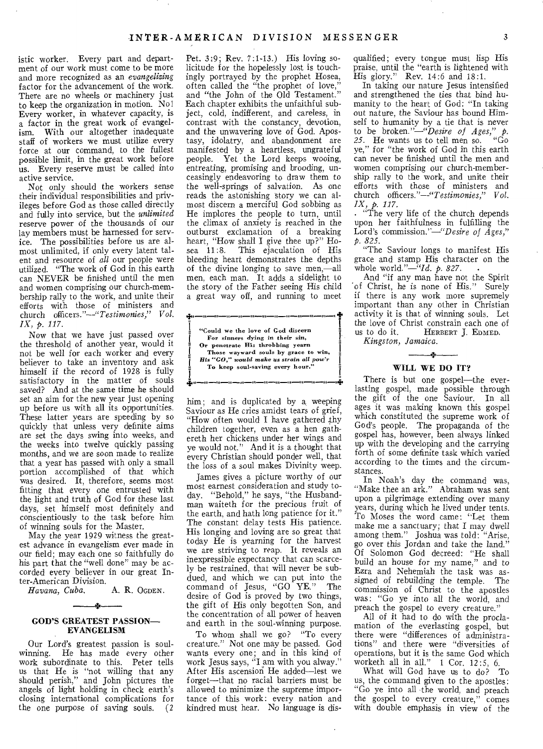istic worker. Every part and department of our work must come to be more and more recognized as an *evangelizing* factor for the advancement of the work. There are no wheels or machinery just to keep the organization in motion. No! Every worker, in whatever capacity, is a factor in the great work of evangelism. With our altogether inadequate staff of workers we must utilize every force at our command, to the fullest possible limit, in the great work before us. Every reserve must be called into active service.

Not only should the workers sense their individual responsibilities and privileges before God as those called directly and fully into service, but the *unlimited* reserve power of the thousands of our lay members must be harnessed for service. The possibilities before us are almost unlimited, if only every latent talent and resource of *all* our people were utilized. "The work of God in this earth can NEVER be finished until the men and women comprising our church-membership rally to the work, and unite their efforts with those of ministers and church officers."—*"Testimonies," Vol. IX, p. 117.*

Now that we have just passed over the threshold of another year, would it not be well for each worker and every believer to take an inventory and ask himself if the record of 1928 is fully satisfactory in the matter of souls saved? And at the same time he should set an aim for the new year just opening up before us with all its opportunities. These latter years are speeding by so quickly that unless very definite aims are set the days swing into weeks, and the weeks into twelve quickly passing months, and we are soon made to realize that a year has passed with only a small portion accomplished of that which was desired. It, therefore, seems most fitting that every one entrusted with the light and truth of God for these last days, set himself most definitely and conscientiously to the task before him of winning souls for the Master.

May the year 1929 witness the greatest advance in evangelism ever made in our field; may each one so faithfully do his part that the "well done" may be accorded every believer in our great Inter-American Division.

*Havana, Cuba.* A. R. OGDEN.

## GOD'S GREATEST PASSION—EVANGELISM

Our Lord's greatest passion is soul-winning. He has made every other work subordinate to this. Peter tells us that He is "not willing that any should perish," and John pictures the angels of light holding in check earth's closing international complications for the one purpose of saving souls. (2 Pet. 3:9; Rev. 7:1-13.) His loving solicitude for the hopelessly lost is touchingly portrayed by the prophet Hosea, often called the "the prophet of love," and "the John of the Old Testament." Each chapter exhibits the unfaithful subject, cold, indifferent, and careless, in contrast with the constancy, devotion, and the unwavering love of God. Apostasy, idolatry, and abandonment are manifested by a heartless, ungrateful people. Yet the Lord keeps wooing, entreating, promising and brooding, unceasingly endeavoring to draw them to the well-springs of salvation. As one reads the astonishing story we can almost discern a merciful God sobbing as He implores the people to turn, until the climax of anxiety is reached in the outburst exclamation of a breaking heart, "How shall I give thee up?" Hosea 11:8. This ejaculation of His bleeding heart demonstrates the depths of the divine longing to save men,—all men, each man. It adds a sidelight to the story of the Father seeing His child a great way off, and running to meet him; and is duplicated by a weeping Saviour as He cries amidst tears of grief, "How often would I have gathered thy children together, even as a hen gathereth her chickens under her wings and ye would not." And it is a thought that every Christian should ponder well, that the loss of a soul makes Divinity weep.

> "Could we the love of God discern
> For sinners dying in their sin,
> Or penetrate His throbbing yearn
> Those wayward souls by grace to win,
> *His "GO," would make us strain all pow'r*
> To keep soul-saving every hour."

James gives a picture worthy of our most earnest consideration and study today. "Behold," he says, "the Husbandman waiteth for the precious fruit of the earth, and hath long patience for it." The constant delay tests His patience. His longing and loving are so great that today He is yearning for the harvest we are striving to reap. It reveals an inexpressible expectancy that can scarcely be restrained, that will never be subdued, and which we can put into the command of Jesus, "GO YE." The desire of God is proved by two things, the gift of His only begotten Son, and the concentration of all power of heaven and earth in the soul-winning purpose.

To whom shall we go? "To every creature." Not one may be passed. God wants every one; and in this kind of work Jesus says, "I am with you alway." After His ascension He added—lest we forget—that no racial barriers must be allowed to minimize the supreme importance of this work: every nation and kindred must hear. No language is disqualified; every tongue must lisp His praise, until the "earth is lightened with His glory." Rev. 14:6 and 18:1.

In taking our nature Jesus intensified and strengthened the ties that bind humanity to the heart of God: "In taking out nature, the Saviour has bound Himself to humanity by a tie that is never to be broken."—*"Desire of Ages," p. 25.* He wants us to tell men so. "Go ye," for "the work of God in this earth can never be finished until the men and women comprising our church-membership rally to the work, and unite their efforts with those of ministers and church officers."—*"Testimonies," Vol. IX, p. 117.*

"The very life of the church depends upon her faithfulness in fulfilling the Lord's commission."—*"Desire of Ages," p. 825.*

"The Saviour longs to manifest His grace and stamp His character on the whole world."—*"Id. p. 827.*

And "if any man have not the Spirit of Christ, he is none of His." Surely if there is any work more supremely important than any other in Christian activity it is that of winning souls. Let the love of Christ constrain each one of us to do it. HERBERT J. EDMED.

*Kingston, Jamaica.*

## WILL WE DO IT?

There is but one gospel—the everlasting gospel, made possible through the gift of the one Saviour. In all ages it was making known this gospel which constituted the supreme work of God's people. The propaganda of the gospel has, however, been always linked up with the developing and the carrying forth of some definite task which varied according to the times and the circumstances.

In Noah's day the command was, "Make thee an ark." Abraham was sent upon a pilgrimage extending over many years, during which he lived under tents. To Moses the word came: "Let them make me a sanctuary; that I may dwell among them." Joshua was told: "Arise, go over this Jordan and take the land." Of Solomon God decreed: "He shall build an house for my name," and to Ezra and Nehemiah the task was assigned of rebuilding the temple. The commission of Christ to the apostles was: "Go ye into all the world, and preach the gospel to every creature."

All of it had to do with the proclamation of the everlasting gospel, but there were "differences of administrations" and there were "diversities of operations, but it is the same God which worketh all in all." 1 Cor. 12:5, 6.

What will God have us to do? To us, the command given to the apostles: "Go ye into all the world, and preach the gospel to every creature," comes with double emphasis in view of the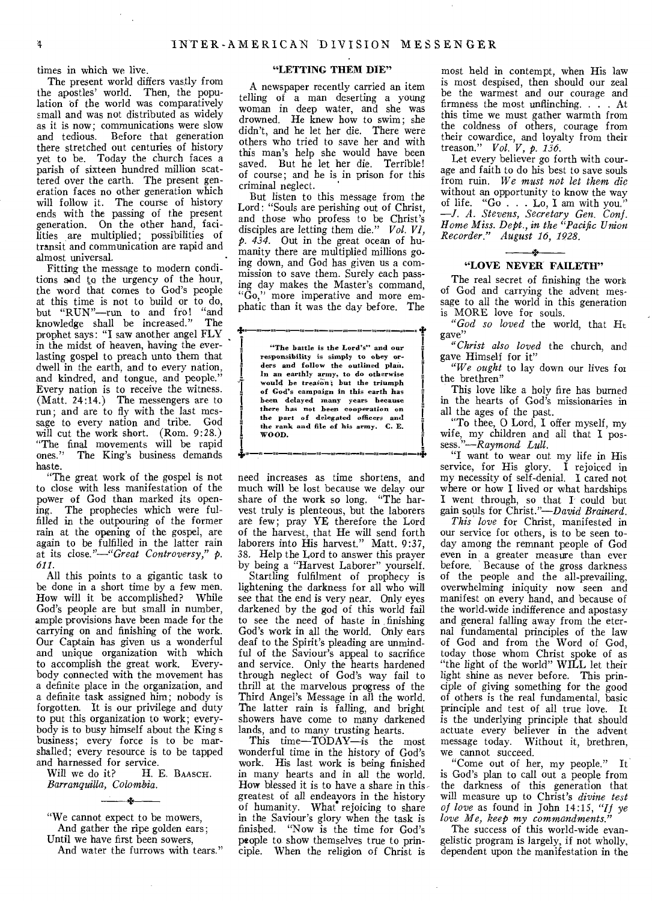times in which we live.

The present world differs vastly from the apostles' world. Then, the population of the world was comparatively small and was not distributed as widely as it is now; communications were slow and tedious. Before that generation there stretched out centuries of history yet to be. Today the church faces a parish of sixteen hundred million scattered over the earth. The present generation faces no other generation which will follow it. The course of history ends with the passing of the present generation. On the other hand, facilities are multiplied; possibilities of transit and communication are rapid and almost universal.

Fitting the message to modern conditions and to the urgency of the hour, the word that comes to God's people at this time is not to build or to do, but "RUN"—run to and fro! "and knowledge shall be increased." The prophet says: "I saw another angel FLY in the midst of heaven, having the everlasting gospel to preach unto them that dwell in the earth, and to every nation, and kindred, and tongue, and people." Every nation is to receive the witness. (Matt. 24:14.) The messengers are to run; and are to fly with the last message to every nation and tribe. God will cut the work short. (Rom. 9:28.) "The final movements will be rapid ones." The King's business demands haste.

"The great work of the gospel is not to close with less manifestation of the power of God than marked its opening. The prophecies which were fulfilled in the outpouring of the former rain at the opening of the gospel, are again to be fulfilled in the latter rain at its close."—*"Great Controversy," p. 611.*

All this points to a gigantic task to be done in a short time by a few men. How will it be accomplished? While God's people are but small in number, ample provisions have been made for the carrying on and finishing of the work. Our Captain has given us a wonderful and unique organization with which to accomplish the great work. Everybody connected with the movement has a definite place in the organization, and a definite task assigned him; nobody is forgotten. It is our privilege and duty to put this organization to work; everybody is to busy himself about the King's business; every force is to be marshalled; every resource is to be tapped and harnessed for service.

Will we do it? H. E. BAASCH.
*Barranquilla, Colombia.*

---

"We cannot expect to be mowers,
And gather the ripe golden ears;
Until we have first been sowers,
And water the furrows with tears."

## "LETTING THEM DIE"

A newspaper recently carried an item telling of a man deserting a young woman in deep water, and she was drowned. He knew how to swim; she didn't, and he let her die. There were others who tried to save her and with this man's help she would have been saved. But he let her die. Terrible! of course; and he is in prison for this criminal neglect.

But listen to this message from the Lord: "Souls are perishing out of Christ, and those who profess to be Christ's disciples are letting them die." *Vol. VI, p. 434.* Out in the great ocean of humanity there are multiplied millions going down, and God has given us a commission to save them. Surely each passing day makes the Master's command, "Go," more imperative and more emphatic than it was the day before. The need increases as time shortens, and much will be lost because we delay our share of the work so long. "The harvest truly is plenteous, but the laborers are few; pray YE therefore the Lord of the harvest, that He will send forth laborers into His harvest." Matt. 9:37, 38. Help the Lord to answer this prayer by being a "Harvest Laborer" yourself.

> "The battle is the Lord's" and our responsibility is simply to obey orders and follow the outlined plan. In an earthly army, to do otherwise would be treason; but the triumph of God's campaign in this earth has been delayed many years because there has not been cooperation on the part of delegated officers and the rank and file of his army. C. E. WOOD.

Startling fulfilment of prophecy is lightening the darkness for all who will see that the end is very near. Only eyes darkened by the god of this world fail to see the need of haste in finishing God's work in all the world. Only ears deaf to the Spirit's pleading are unmindful of the Saviour's appeal to sacrifice and service. Only the hearts hardened through neglect of God's way fail to thrill at the marvelous progress of the Third Angel's Message in all the world. The latter rain is falling, and bright showers have come to many darkened lands, and to many trusting hearts.

This time—TODAY—is the most wonderful time in the history of God's work. His last work is being finished in many hearts and in all the world. How blessed it is to have a share in this greatest of all endeavors in the history of humanity. What rejoicing to share in the Saviour's glory when the task is finished. "Now is the time for God's people to show themselves true to principle. When the religion of Christ is most held in contempt, when His law is most despised, then should our zeal be the warmest and our courage and firmness the most unflinching. . . . At this time we must gather warmth from the coldness of others, courage from their cowardice, and loyalty from their treason." *Vol. V, p. 136.*

Let every believer go forth with courage and faith to do his best to save souls from ruin. *We must not let them die* without an opportunity to know the way of life. "Go . . . Lo, I am with you." —*J. A. Stevens, Secretary Gen. Conf. Home Miss. Dept., in the "Pacific Union Recorder." August 16, 1928.*

## "LOVE NEVER FAILETH"

The real secret of finishing the work of God and carrying the advent message to all the world in this generation is MORE love for souls.

*"God so loved* the world, that He gave"

*"Christ also loved* the church, and gave Himself for it"

*"We ought* to lay down our lives for the brethren"

This love like a holy fire has burned in the hearts of God's missionaries in all the ages of the past.

"To thee, O Lord, I offer myself, my wife, my children and all that I possess."—*Raymond Lull.*

"I want to wear out my life in His service, for His glory. I rejoiced in my necessity of self-denial. I cared not where or how I lived or what hardships I went through, so that I could but gain souls for Christ."—*David Brainerd.*

*This love* for Christ, manifested in our service for others, is to be seen today among the remnant people of God even in a greater measure than ever before. Because of the gross darkness of the people and the all-prevailing, overwhelming iniquity now seen and manifest on every hand, and because of the world-wide indifference and apostasy and general falling away from the eternal fundamental principles of the law of God and from the Word of God, today those whom Christ spoke of as "the light of the world" WILL let their light shine as never before. This principle of giving something for the good of others is the real fundamental, basic principle and test of all true love. It is the underlying principle that should actuate every believer in the advent message today. Without it, brethren, we cannot succeed.

"Come out of her, my people." It is God's plan to call out a people from the darkness of this generation that will measure up to Christ's *divine test of love* as found in John 14:15, *"If ye love Me, keep my commandments."*

The success of this world-wide evangelistic program is largely, if not wholly, dependent upon the manifestation in the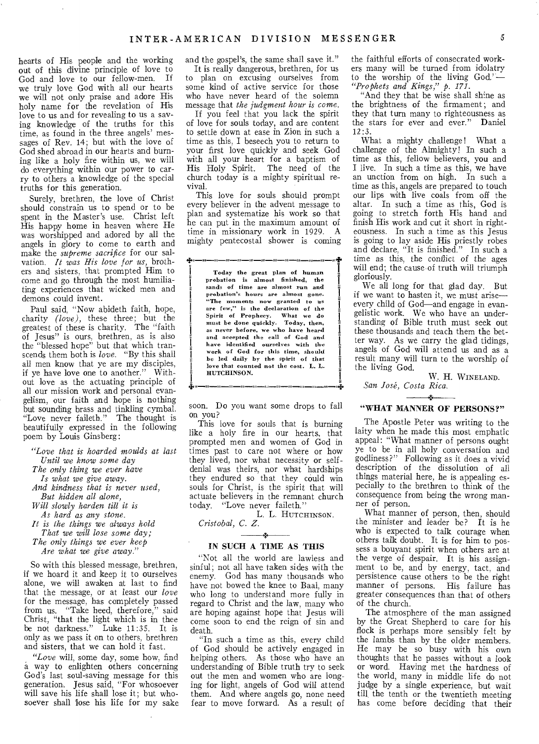hearts of His people and the working out of this divine principle of love to God and love to our fellow-men. If we truly love God with all our hearts we will not only praise and adore His holy name for the revelation of His love to us and for revealing to us a saving knowledge of the truths for this time, as found in the three angels' messages of Rev. 14; but with the love of God shed abroad in our hearts and burning like a holy fire within us, we will do everything within our power to carry to others a knowledge of the special truths for this generation.

Surely, brethren, the love of Christ should constrain us to spend or to be spent in the Master's use. Christ left His happy home in heaven where He was worshipped and adored by all the angels in glory to come to earth and make the *supreme sacrifice* for our salvation. *It was His love for us*, brothers and sisters, that prompted Him to come and go through the most humiliating experiences that wicked men and demons could invent.

Paul said, "Now abideth faith, hope, charity *(love)*, these three; but the greatest of these is charity. The "faith of Jesus" is ours, brethren, as is also the "blessed hope" but that which transcends them both is *love*. "By this shall all men know that ye are my disciples, if ye have love one to another." Without love as the actuating principle of all our mission work and personal evangelism, our faith and hope is nothing but sounding brass and tinkling cymbal. "Love never faileth." The thought is beautifully expressed in the following poem by Louis Ginsberg:

*"Love that is hoarded moulds at last*
*Until we know some day*
*The only thing we ever have*
*Is what we give away.*
*And kindness that is never used,*
*But hidden all alone,*
*Will slowly harden till it is*
*As hard as any stone.*
*It is the things we always hold*
*That we will lose some day;*
*The only things we ever keep*
*Are what we give away."*

So with this blessed message, brethren, if we hoard it and keep it to ourselves alone, we will awaken at last to find that the message, or at least our *love* for the message, has completely passed from us. "Take heed, therefore," said Christ, "that the light which is in thee be not darkness." Luke 11:35. It is only as we pass it on to others, brethren and sisters, that we can hold it fast.

*"Love* will, some day, some how, find a way to enlighten others concerning God's last soul-saving message for this generation. Jesus said, "For whosoever will save his life shall lose it; but whosoever shall lose his life for my sake and the gospel's, the same shall save it."

It is really dangerous, brethren, for us to plan on excusing ourselves from some kind of active service for those who have never heard of the solemn message that *the judgment hour is come*.

If you feel that you lack the spirit of love for souls today, and are content to settle down at ease in Zion in such a time as this, I beseech you to return to your first love quickly and seek God with all your heart for a baptism of His Holy Spirit. The need of the church today is a mighty spiritual revival.

This love for souls should prompt every believer in the advent message to plan and systematize his work so that he can put in the maximum amount of time in missionary work in 1929. A mighty pentecostal shower is coming soon. Do you want some drops to fall on you?

> **Today the great plan of human probation is almost finished, the sands of time are almost run and probation's hours are almost gone. "The moments now granted to us are few," is the declaration of the Spirit of Prophecy. What we do must be done quickly. Today, then, as never before, we who have heard and accepted the call of God and have identified ourselves with the work of God for this time, should be led daily by the spirit of that love that counted not the cost. L. L. HUTCHINSON.**

This love for souls that is burning like a holy fire in our hearts, that prompted men and women of God in times past to care not where or how they lived, nor what necessity or self-denial was theirs, nor what hardships they endured so that they could win souls for Christ, is the spirit that will actuate believers in the remnant church today. "Love never faileth."

L. L. HUTCHINSON.

*Cristobal, C. Z.*

## IN SUCH A TIME AS THIS

"Not all the world are lawless and sinful; not all have taken sides with the enemy. God has many thousands who have not bowed the knee to Baal, many who long to understand more fully in regard to Christ and the law, many who are hoping against hope that Jesus will come soon to end the reign of sin and death.

"In such a time as this, every child of God should be actively engaged in helping others. As those who have an understanding of Bible truth try to seek out the men and women who are longing for light, angels of God will attend them. And where angels go, none need fear to move forward. As a result of the faithful efforts of consecrated workers many will be turned from idolatry to the worship of the living God."—*"Prophets and Kings," p. 171.*

"And they that be wise shall shine as the brightness of the firmament; and they that turn many to righteousness as the stars for ever and ever." Daniel 12:3.

What a mighty challenge! What a challenge of the Almighty! In such a time as this, fellow believers, you and I live. In such a time as this, we have an unction from on high. In such a time as this, angels are prepared to touch our lips with live coals from off the altar. In such a time as this, God is going to stretch forth His hand and finish His work and cut it short in righteousness. In such a time as this Jesus is going to lay aside His priestly robes and declare, "It is finished." In such a time as this, the conflict of the ages will end; the cause of truth will triumph gloriously.

We all long for that glad day. But if we want to hasten it, we must arise—every child of God—and engage in evangelistic work. We who have an understanding of Bible truth must seek out these thousands and teach them the better way. As we carry the glad tidings, angels of God will attend us and as a result many will turn to the worship of the living God.

W. H. WINELAND.

*San José, Costa Rica.*

## "WHAT MANNER OF PERSONS?"

The Apostle Peter was writing to the laity when he made this most emphatic appeal: "What manner of persons ought ye to be in all holy conversation and godliness?" Following as it does a vivid description of the dissolution of all things material here, he is appealing especially to the brethren to think of the consequence from being the wrong manner of person.

What manner of person, then, should the minister and leader be? It is he who is expected to talk courage when others talk doubt. It is for him to possess a bouyant spirit when others are at the verge of despair. It is his assignment to be, and by energy, tact, and persistence cause others to be the right manner of persons. His failure has greater consequences than that of others of the church.

The atmosphere of the man assigned by the Great Shepherd to care for his flock is perhaps more sensibly felt by the lambs than by the older members. He may be so busy with his own thoughts that he passes without a look or word. Having met the hardness of the world, many in middle life do not judge by a single experience, but wait till the tenth or the twentieth meeting has come before deciding that their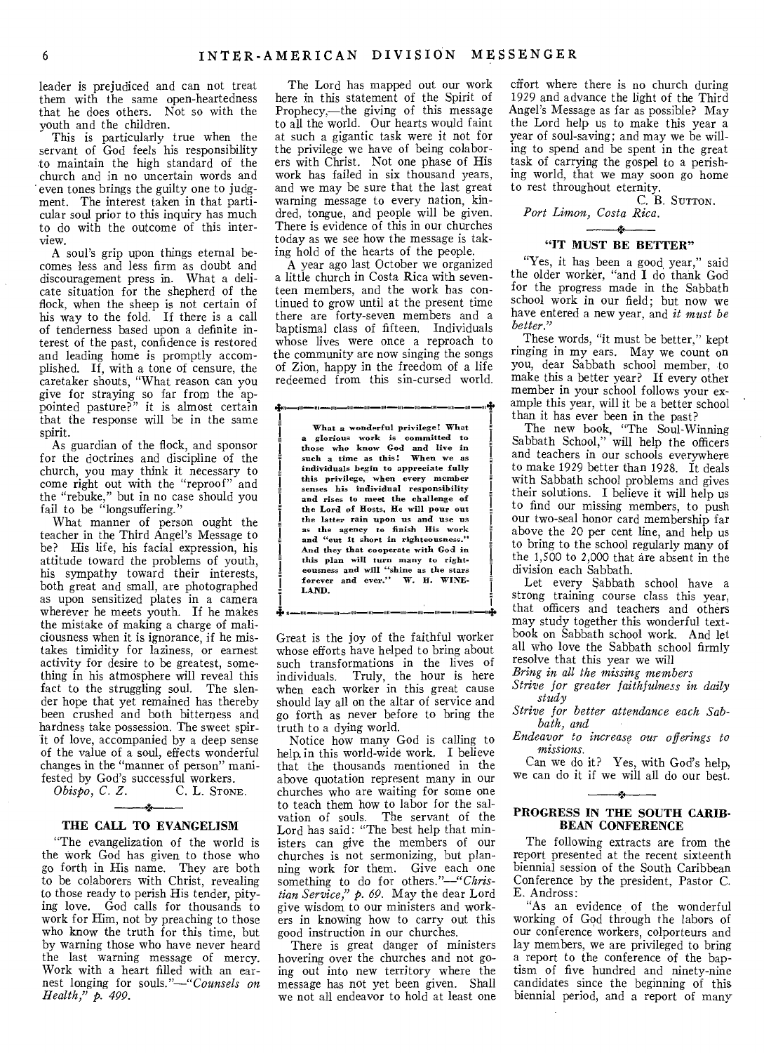leader is prejudiced and can not treat them with the same open-heartedness that he does others. Not so with the youth and the children.

This is particularly true when the servant of God feels his responsibility to maintain the high standard of the church and in no uncertain words and even tones brings the guilty one to judgment. The interest taken in that particular soul prior to this inquiry has much to do with the outcome of this interview.

A soul's grip upon things eternal becomes less and less firm as doubt and discouragement press in. What a delicate situation for the shepherd of the flock, when the sheep is not certain of his way to the fold. If there is a call of tenderness based upon a definite interest of the past, confidence is restored and leading home is promptly accomplished. If, with a tone of censure, the caretaker shouts, "What reason can you give for straying so far from the appointed pasture?" it is almost certain that the response will be in the same spirit.

As guardian of the flock, and sponsor for the doctrines and discipline of the church, you may think it necessary to come right out with the "reproof" and the "rebuke," but in no case should you fail to be "longsuffering."

What manner of person ought the teacher in the Third Angel's Message to be? His life, his facial expression, his attitude toward the problems of youth, his sympathy toward their interests, both great and small, are photographed as upon sensitized plates in a camera wherever he meets youth. If he makes the mistake of making a charge of maliciousness when it is ignorance, if he mistakes timidity for laziness, or earnest activity for desire to be greatest, something in his atmosphere will reveal this fact to the struggling soul. The slender hope that yet remained has thereby been crushed and both bitterness and hardness take possession. The sweet spirit of love, accompanied by a deep sense of the value of a soul, effects wonderful changes in the "manner of person" manifested by God's successful workers.

*Obispo, C. Z.* C. L. STONE.

## THE CALL TO EVANGELISM

"The evangelization of the world is the work God has given to those who go forth in His name. They are both to be colaborers with Christ, revealing to those ready to perish His tender, pitying love. God calls for thousands to work for Him, not by preaching to those who know the truth for this time, but by warning those who have never heard the last warning message of mercy. Work with a heart filled with an earnest longing for souls."—*"Counsels on Health," p. 499.*

The Lord has mapped out our work here in this statement of the Spirit of Prophecy,—the giving of this message to all the world. Our hearts would faint at such a gigantic task were it not for the privilege we have of being colaborers with Christ. Not one phase of His work has failed in six thousand years, and we may be sure that the last great warning message to every nation, kindred, tongue, and people will be given. There is evidence of this in our churches today as we see how the message is taking hold of the hearts of the people.

A year ago last October we organized a little church in Costa Rica with seventeen members, and the work has continued to grow until at the present time there are forty-seven members and a baptismal class of fifteen. Individuals whose lives were once a reproach to the community are now singing the songs of Zion, happy in the freedom of a life redeemed from this sin-cursed world.

> **What a wonderful privilege! What a glorious work is committed to those who know God and live in such a time as this! When we as individuals begin to appreciate fully this privilege, when every member senses his individual responsibility and rises to meet the challenge of the Lord of Hosts, He will pour out the latter rain upon us and use us as the agency to finish His work and "cut it short in righteousness." And they that cooperate with God in this plan will turn many to righteousness and will "shine as the stars forever and ever." W. H. WINELAND.**

Great is the joy of the faithful worker whose efforts have helped to bring about such transformations in the lives of individuals. Truly, the hour is here when each worker in this great cause should lay all on the altar of service and go forth as never before to bring the truth to a dying world.

Notice how many God is calling to help in this world-wide work. I believe that the thousands mentioned in the above quotation represent many in our churches who are waiting for some one to teach them how to labor for the salvation of souls. The servant of the Lord has said: "The best help that ministers can give the members of our churches is not sermonizing, but planning work for them. Give each one something to do for others."—*"Christian Service," p. 69.* May the dear Lord give wisdom to our ministers and workers in knowing how to carry out this good instruction in our churches.

There is great danger of ministers hovering over the churches and not going out into new territory where the message has not yet been given. Shall we not all endeavor to hold at least one effort where there is no church during 1929 and advance the light of the Third Angel's Message as far as possible? May the Lord help us to make this year a year of soul-saving; and may we be willing to spend and be spent in the great task of carrying the gospel to a perishing world, that we may soon go home to rest throughout eternity.

C. B. SUTTON.

*Port Limon, Costa Rica.*

## "IT MUST BE BETTER"

"Yes, it has been a good year," said the older worker, "and I do thank God for the progress made in the Sabbath school work in our field; but now we have entered a new year, and *it must be better.*"

These words, "it must be better," kept ringing in my ears. May we count on you, dear Sabbath school member, to make this a better year? If every other member in your school follows your example this year, will it be a better school than it has ever been in the past?

The new book, "The Soul-Winning Sabbath School," will help the officers and teachers in our schools everywhere to make 1929 better than 1928. It deals with Sabbath school problems and gives their solutions. I believe it will help us to find our missing members, to push our two-seal honor card membership far above the 20 per cent line, and help us to bring to the school regularly many of the 1,500 to 2,000 that are absent in the division each Sabbath.

Let every Sabbath school have a strong training course class this year, that officers and teachers and others may study together this wonderful textbook on Sabbath school work. And let all who love the Sabbath school firmly resolve that this year we will

*Bring in all the missing members*
*Strive for greater faithfulness in daily study*
*Strive for better attendance each Sabbath, and*
*Endeavor to increase our offerings to missions.*

Can we do it? Yes, with God's help, we can do it if we will all do our best.

## PROGRESS IN THE SOUTH CARIBBEAN CONFERENCE

The following extracts are from the report presented at the recent sixteenth biennial session of the South Caribbean Conference by the president, Pastor C. E. Andross:

"As an evidence of the wonderful working of God through the labors of our conference workers, colporteurs and lay members, we are privileged to bring a report to the conference of the baptism of five hundred and ninety-nine candidates since the beginning of this biennial period, and a report of many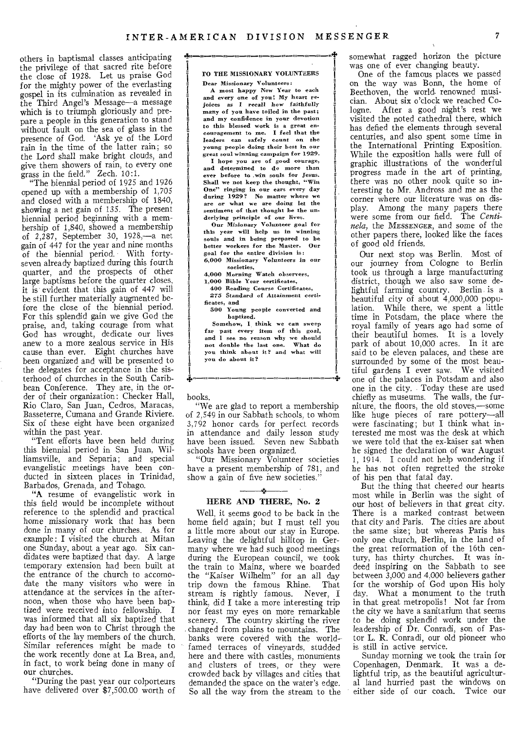others in baptismal classes anticipating the privilege of that sacred rite before the close of 1928. Let us praise God for the mighty power of the everlasting gospel in its culmination as revealed in the Third Angel's Message—a message which is to triumph gloriously and prepare a people in this generation to stand without fault on the sea of glass in the presence of God. 'Ask ye of the Lord rain in the time of the latter rain; so the Lord shall make bright clouds, and give them showers of rain, to every one grass in the field." Zech. 10:1.

"The biennial period of 1925 and 1926 opened up with a membership of 1,705 and closed with a membership of 1840, showing a net gain of 135. The present biennial period beginning with a membership of 1,840, showed a membership of 2,287, September 30, 1928,—a net gain of 447 for the year and nine months of the biennial period. With forty-seven already baptized during this fourth quarter, and the prospects of other large baptisms before the quarter closes, it is evident that this gain of 447 will be still further materially augmented before the close of the biennial period. For this splendid gain we give God the praise, and, taking courage from what God has wrought, dedicate our lives anew to a more zealous service in His cause than ever. Eight churches have been organized and will be presented to the delegates for acceptance in the sisterhood of churches in the South Caribbean Conference. They are, in the order of their organization: Checker Hall, Rio Claro, San Juan, Cedros, Maracas, Basseterre, Cumana and Grande Riviere. Six of these eight have been organized within the past year.

"Tent efforts have been held during this biennial period in San Juan, Williamsville, and Separia; and special evangelistic meetings have been conducted in sixteen places in Trinidad, Barbados, Grenada, and Tobago.

"A resume of evangelistic work in this field would be incomplete without reference to the splendid and practical home missionary work that has been done in many of our churches. As for example: I visited the church at Mitan one Sunday, about a year ago. Six candidates were baptized that day. A large temporary extension had been built at the entrance of the church to accomodate the many visitors who were in attendance at the services in the afternoon, when those who have been baptized were received into fellowship. I was informed that all six baptized that day had been won to Christ through the efforts of the lay members of the church. Similar references might be made to the work recently done at La Brea, and, in fact, to work being done in many of our churches.

"During the past year our colporteurs have delivered over $7,500.00 worth of books.

"We are glad to report a membership of 2,549 in our Sabbath schools, to whom 3,792 honor cards for perfect records in attendance and daily lesson study have been issued. Seven new Sabbath schools have been organized.

"Our Missionary Volunteer societies have a present membership of 781, and show a gain of five new societies."

---

**TO THE MISSIONARY VOLUNTEERS**

**Dear Missionary Volunteers:**

**A most happy New Year to each and every one of you! My heart rejoices as I recall how faithfully many of you have toiled in the past; and my confidence in your devotion to this blessed work is a great encouragement to me. I feel that the leaders can safely count on the young people doing their best in our great soul winning campaign for 1929.**

**I hope you are of good courage, and determined to do more than ever before to win souls for Jesus. Shall we not keep the thought, "Win One" ringing in our ears every day during 1929? No matter where we are or what we are doing let the sentiment of that thought be the underlying principle of our lives.**

**Our Misionary Volunteer goal for this year will help us in winning souls and in being prepared to be better workers for the Master. Our goal for the entire division is:**

**6,000 Missionary Volunteers in our societies,**
**4,000 Morning Watch observers,**
**1,000 Bible Year certificates,**
**400 Reading Course Certificates,**
**275 Standard of Attainment certificates, and**
**500 Young people converted and baptized.**

**Somehow, I think we can sweep far past every item of this goal, and I see no reason why we should not double the last one. What do you think about it? and what will you do about it?**

---

## HERE AND THERE, No. 2

Well, it seems good to be back in the home field again; but I must tell you a little more about our stay in Europe. Leaving the delightful hilltop in Germany where we had such good meetings during the European council, we took the train to Mainz, where we boarded the "Kaiser Wilhelm" for an all day trip down the famous Rhine. That stream is rightly famous. Never, I think, did I take a more interesting trip nor feast my eyes on more remarkable scenery. The country skirting the river changed from plains to mountains. The banks were covered with the world-famed terraces of vineyards, studded here and there with castles, monuments and clusters of trees, or they were crowded back by villages and cities that demanded the space on the water's edge. So all the way from the stream to the somewhat ragged horizon the picture was one of ever changing beauty.

One of the famous places we passed on the way was Bonn, the home of Beethoven, the world renowned musician. About six o'clock we reached Cologne. After a good night's rest we visited the noted cathedral there, which has defied the elements through several centuries, and also spent some time in the International Printing Exposition. While the exposition halls were full of graphic illustrations of the wonderful progress made in the art of printing, there was no other nook quite so interesting to Mr. Andross and me as the corner where our literature was on display. Among the many papers there were some from our field. The *Centinela*, the MESSENGER, and some of the other papers there, looked like the faces of good old friends.

Our next stop was Berlin. Most of our journey from Cologne to Berlin took us through a large manufacturing district, though we also saw some delightful farming country. Berlin is a beautiful city of about 4,000,000 population. While there, we spent a little time in Potsdam, the place where the royal family of years ago had some of their beautiful homes. It is a lovely park of about 10,000 acres. In it are said to be eleven palaces, and these are surrounded by some of the most beautiful gardens I ever saw. We visited one of the palaces in Potsdam and also one in the city. Today these are used chiefly as museums. The walls, the furniture, the floors, the old stoves,—some like huge pieces of rare pottery—all were fascinating; but I think what interested me most was the desk at which we were told that the ex-kaiser sat when he signed the declaration of war August 1, 1914. I could not help wondering if he has not often regretted the stroke of his pen that fatal day.

But the thing that cheered our hearts most while in Berlin was the sight of our host of believers in that great city. There is a marked contrast between that city and Paris. The cities are about the same size; but whereas Paris has only one church, Berlin, in the land of the great reformation of the 16th century, has thirty churches. It was indeed inspiring on the Sabbath to see between 3,000 and 4,000 believers gather for the worship of God upon His holy day. What a monument to the truth in that great metropolis! Not far from the city we have a sanitarium that seems to be doing splendid work under the leadership of Dr. Conradi, son of Pastor L. R. Conradi, our old pioneer who is still in active service.

Sunday morning we took the train for Copenhagen, Denmark. It was a delightful trip, as the beautiful agricultural land hurried past the windows on either side of our coach. Twice our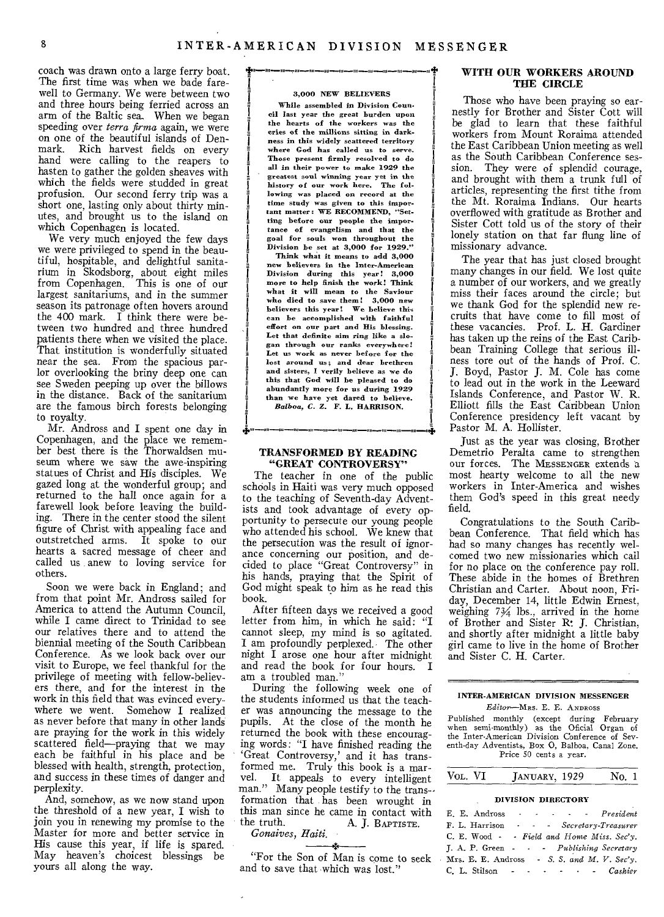coach was drawn onto a large ferry boat. The first time was when we bade farewell to Germany. We were between two and three hours being ferried across an arm of the Baltic sea. When we began speeding over *terra firma* again, we were on one of the beautiful islands of Denmark. Rich harvest fields on every hand were calling to the reapers to hasten to gather the golden sheaves with which the fields were studded in great profusion. Our second ferry trip was a short one, lasting only about thirty minutes, and brought us to the island on which Copenhagen is located.

We very much enjoyed the few days we were privileged to spend in the beautiful, hospitable, and delightful sanitarium in Skodsborg, about eight miles from Copenhagen. This is one of our largest sanitariums, and in the summer season its patronage often hovers around the 400 mark. I think there were between two hundred and three hundred patients there when we visited the place. That institution is wonderfully situated near the sea. From the spacious parlor overlooking the briny deep one can see Sweden peeping up over the billows in the distance. Back of the sanitarium are the famous birch forests belonging to royalty.

Mr. Andross and I spent one day in Copenhagen, and the place we remember best there is the Thorwaldsen museum where we saw the awe-inspiring statues of Christ and His disciples. We gazed long at the wonderful group; and returned to the hall once again for a farewell look before leaving the building. There in the center stood the silent figure of Christ with appealing face and outstretched arms. It spoke to our hearts a sacred message of cheer and called us anew to loving service for others.

Soon we were back in England; and from that point Mr. Andross sailed for America to attend the Autumn Council, while I came direct to Trinidad to see our relatives there and to attend the biennial meeting of the South Caribbean Conference. As we look back over our visit to Europe, we feel thankful for the privilege of meeting with fellow-believers there, and for the interest in the work in this field that was evinced everywhere we went. Somehow I realized as never before that many in other lands are praying for the work in this widely scattered field—praying that we may each be faithful in his place and be blessed with health, strength, protection, and success in these times of danger and perplexity.

And, somehow, as we now stand upon the threshold of a new year, I wish to join you in renewing my promise to the Master for more and better service in His cause this year, if life is spared. May heaven's choicest blessings be yours all along the way.

### 3,000 NEW BELIEVERS

While assembled in Division Council last year the great burden upon the hearts of the workers was the cries of the millions sitting in darkness in this widely scattered territory where God has called us to serve. Those present firmly resolved to do all in their power to make 1929 the greatest soul winning year yet in the history of our work here. The following was placed on record at the time study was given to this important matter: WE RECOMMEND, "Setting before our people the importance of evangelism and that the goal for souls won throughout the Division be set at 3,000 for 1929."

Think what it means to add 3,000 new believers in the Inter-American Division during this year! 3,000 more to help finish the work! Think what it will mean to the Saviour who died to save them! 3,000 new believers this year! We believe this can be accomplished with faithful effort on our part and His blessing. Let that definite aim ring like a slogan through our ranks everywhere! Let us work as never before for the lost around us; and dear brethren and sisters, I verily believe as we do this that God will be pleased to do abundantly more for us during 1929 than we have yet dared to believe.

*Balboa, C. Z.* F. L. HARRISON.

### TRANSFORMED BY READING "GREAT CONTROVERSY"

The teacher in one of the public schools in Haiti was very much opposed to the teaching of Seventh-day Adventists and took advantage of every opportunity to persecute our young people who attended his school. We knew that the persecution was the result of ignorance concerning our position, and decided to place "Great Controversy" in his hands, praying that the Spirit of God might speak to him as he read this book.

After fifteen days we received a good letter from him, in which he said: "I cannot sleep, my mind is so agitated. I am profoundly perplexed. The other night I arose one hour after midnight and read the book for four hours. I am a troubled man."

During the following week one of the students informed us that the teacher was announcing the message to the pupils. At the close of the month he returned the book with these encouraging words: "I have finished reading the 'Great Controversy,' and it has transformed me. Truly this book is a marvel. It appeals to every intelligent man." Many people testify to the transformation that has been wrought in this man since he came in contact with the truth. A. J. BAPTISTE.

*Gonaives, Haiti.*

"For the Son of Man is come to seek and to save that which was lost."

### WITH OUR WORKERS AROUND THE CIRCLE

Those who have been praying so earnestly for Brother and Sister Cott will be glad to learn that these faithful workers from Mount Roraima attended the East Caribbean Union meeting as well as the South Caribbean Conference session. They were of splendid courage, and brought with them a trunk full of articles, representing the first tithe from the Mt. Roraima Indians. Our hearts overflowed with gratitude as Brother and Sister Cott told us of the story of their lonely station on that far flung line of missionary advance.

The year that has just closed brought many changes in our field. We lost quite a number of our workers, and we greatly miss their faces around the circle; but we thank God for the splendid new recruits that have come to fill most of these vacancies. Prof. L. H. Gardiner has taken up the reins of the East Caribbean Training College that serious illness tore out of the hands of Prof. C. J. Boyd, Pastor J. M. Cole has come to lead out in the work in the Leeward Islands Conference, and Pastor W. R. Elliott fills the East Caribbean Union Conference presidency left vacant by Pastor M. A. Hollister.

Just as the year was closing, Brother Demetrio Peralta came to strengthen our forces. The MESSENGER extends a most hearty welcome to all the new workers in Inter-America and wishes them God's speed in this great needy field.

Congratulations to the South Caribbean Conference. That field which has had so many changes has recently welcomed two new missionaries which call for no place on the conference pay roll. These abide in the homes of Brethren Christian and Carter. About noon, Friday, December 14, little Edwin Ernest, weighing 7¾ lbs., arrived in the home of Brother and Sister R. J. Christian, and shortly after midnight a little baby girl came to live in the home of Brother and Sister C. H. Carter.

---

**INTER-AMERICAN DIVISION MESSENGER**

*Editor*—MRS. E. E. ANDROSS

Published monthly (except during February when semi-monthly) as the Oficial Organ of the Inter-American Division Conference of Seventh-day Adventists, Box O, Balboa, Canal Zone. Price 50 cents a year.

VOL. VI — JANUARY, 1929 — No. 1

**DIVISION DIRECTORY**

| | |
|---|---|
| E. E. Andross | *President* |
| F. L. Harrison | *Secretary-Treasurer* |
| C. E. Wood | *Field and Home Miss. Sec'y.* |
| J. A. P. Green | *Publishing Secretary* |
| Mrs. E. E. Andross | *S. S. and M. V. Sec'y.* |
| C. L. Stilson | *Cashier* |